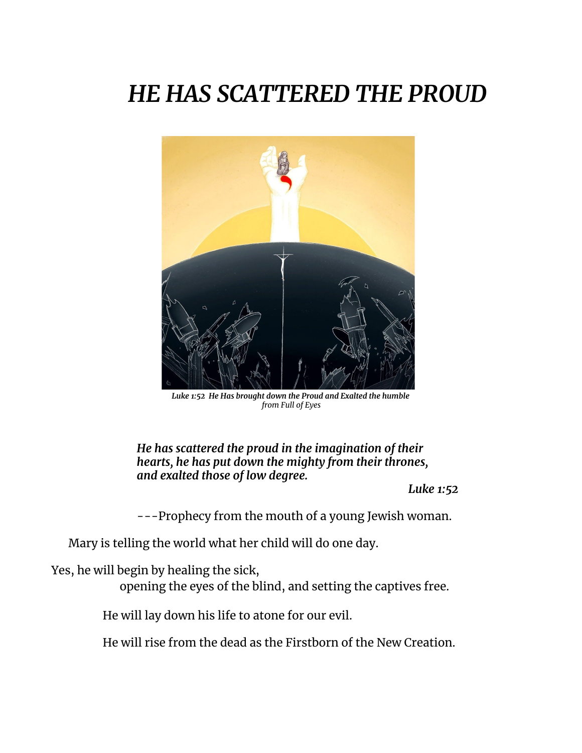# *HE HAS SCATTERED THE PROUD*

***Luke 1:52 He Has brought down the Proud and Exalted the humble***
*from Full of Eyes*

***He has scattered the proud in the imagination of their hearts, he has put down the mighty from their thrones, and exalted those of low degree.***

***Luke 1:52***

---Prophecy from the mouth of a young Jewish woman.

Mary is telling the world what her child will do one day.

Yes, he will begin by healing the sick,
opening the eyes of the blind, and setting the captives free.

He will lay down his life to atone for our evil.

He will rise from the dead as the Firstborn of the New Creation.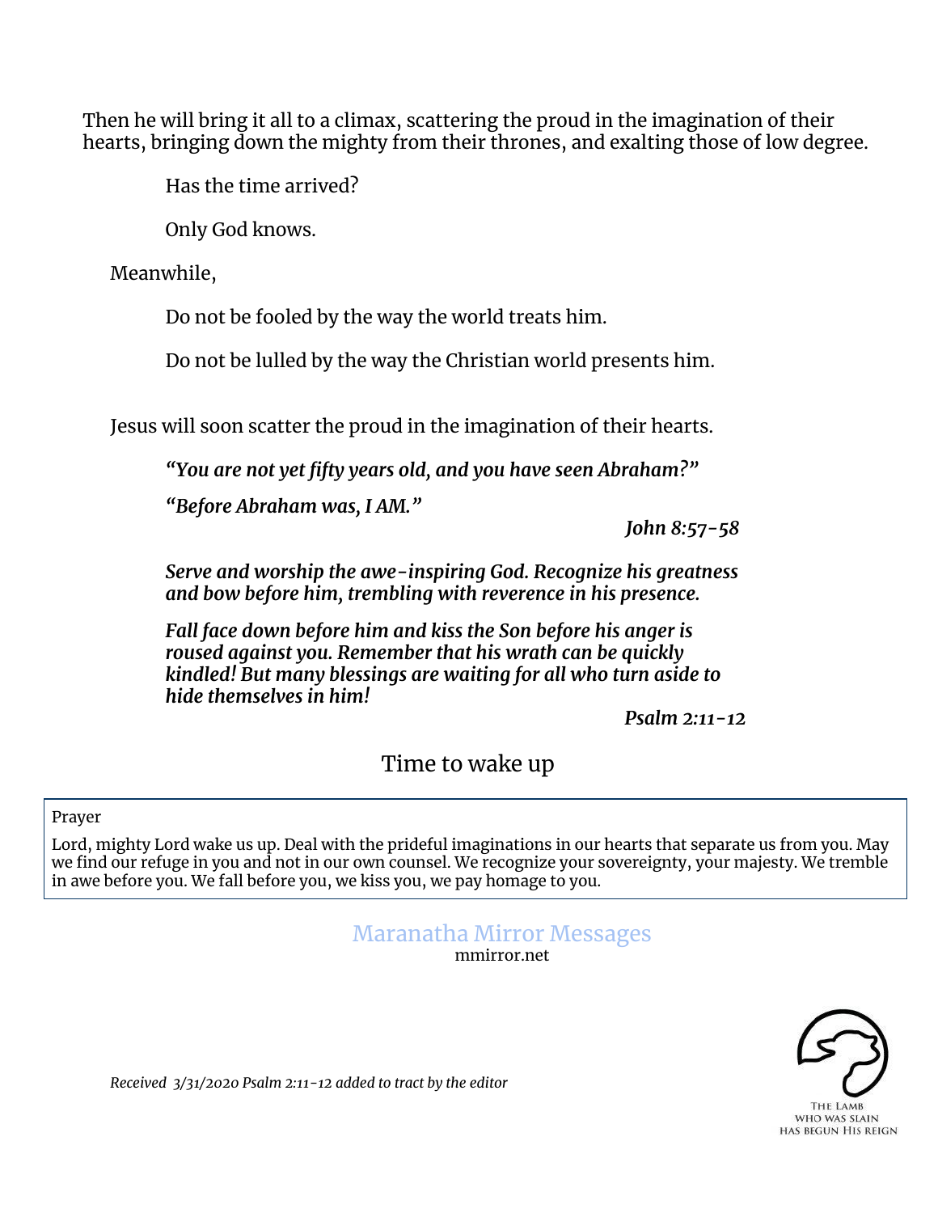Then he will bring it all to a climax, scattering the proud in the imagination of their hearts, bringing down the mighty from their thrones, and exalting those of low degree.

Has the time arrived?

Only God knows.

Meanwhile,

Do not be fooled by the way the world treats him.

Do not be lulled by the way the Christian world presents him.

Jesus will soon scatter the proud in the imagination of their hearts.

***"You are not yet fifty years old, and you have seen Abraham?"***

***"Before Abraham was, I AM."***

***John 8:57-58***

***Serve and worship the awe-inspiring God. Recognize his greatness and bow before him, trembling with reverence in his presence.***

***Fall face down before him and kiss the Son before his anger is roused against you. Remember that his wrath can be quickly kindled! But many blessings are waiting for all who turn aside to hide themselves in him!***

***Psalm 2:11-12***

## Time to wake up

Prayer

Lord, mighty Lord wake us up. Deal with the prideful imaginations in our hearts that separate us from you. May we find our refuge in you and not in our own counsel. We recognize your sovereignty, your majesty. We tremble in awe before you. We fall before you, we kiss you, we pay homage to you.

Maranatha Mirror Messages
mmirror.net

*Received 3/31/2020 Psalm 2:11-12 added to tract by the editor*

The Lamb who was slain has begun His reign